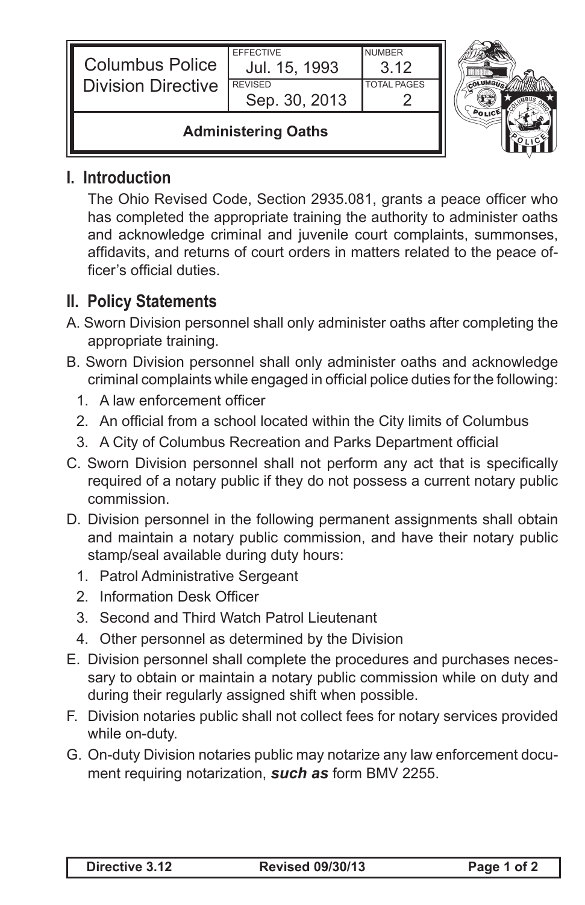| Columbus Police Division Directive | EFFECTIVE Jul. 15, 1993 | NUMBER 3.12 |
| --- | --- | --- |
| | REVISED Sep. 30, 2013 | TOTAL PAGES 2 |
| **Administering Oaths** | | |

## I. Introduction

The Ohio Revised Code, Section 2935.081, grants a peace officer who has completed the appropriate training the authority to administer oaths and acknowledge criminal and juvenile court complaints, summonses, affidavits, and returns of court orders in matters related to the peace officer's official duties.

## II. Policy Statements

A. Sworn Division personnel shall only administer oaths after completing the appropriate training.

B. Sworn Division personnel shall only administer oaths and acknowledge criminal complaints while engaged in official police duties for the following:

1. A law enforcement officer
2. An official from a school located within the City limits of Columbus
3. A City of Columbus Recreation and Parks Department official

C. Sworn Division personnel shall not perform any act that is specifically required of a notary public if they do not possess a current notary public commission.

D. Division personnel in the following permanent assignments shall obtain and maintain a notary public commission, and have their notary public stamp/seal available during duty hours:

1. Patrol Administrative Sergeant
2. Information Desk Officer
3. Second and Third Watch Patrol Lieutenant
4. Other personnel as determined by the Division

E. Division personnel shall complete the procedures and purchases necessary to obtain or maintain a notary public commission while on duty and during their regularly assigned shift when possible.

F. Division notaries public shall not collect fees for notary services provided while on-duty.

G. On-duty Division notaries public may notarize any law enforcement document requiring notarization, ***such as*** form BMV 2255.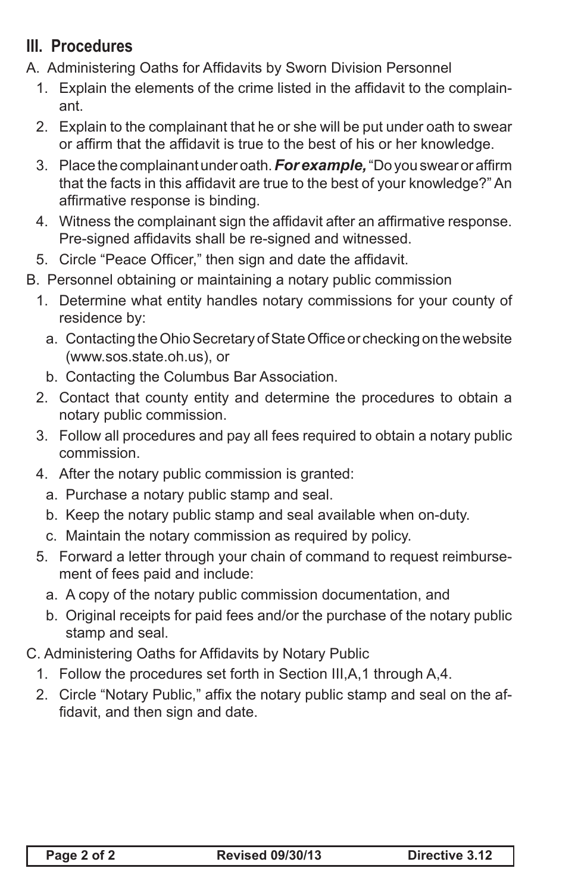## III. Procedures

A. Administering Oaths for Affidavits by Sworn Division Personnel

1. Explain the elements of the crime listed in the affidavit to the complainant.
2. Explain to the complainant that he or she will be put under oath to swear or affirm that the affidavit is true to the best of his or her knowledge.
3. Place the complainant under oath. ***For example,*** "Do you swear or affirm that the facts in this affidavit are true to the best of your knowledge?" An affirmative response is binding.
4. Witness the complainant sign the affidavit after an affirmative response. Pre-signed affidavits shall be re-signed and witnessed.
5. Circle "Peace Officer," then sign and date the affidavit.

B. Personnel obtaining or maintaining a notary public commission

1. Determine what entity handles notary commissions for your county of residence by:
   a. Contacting the Ohio Secretary of State Office or checking on the website (www.sos.state.oh.us), or
   b. Contacting the Columbus Bar Association.
2. Contact that county entity and determine the procedures to obtain a notary public commission.
3. Follow all procedures and pay all fees required to obtain a notary public commission.
4. After the notary public commission is granted:
   a. Purchase a notary public stamp and seal.
   b. Keep the notary public stamp and seal available when on-duty.
   c. Maintain the notary commission as required by policy.
5. Forward a letter through your chain of command to request reimbursement of fees paid and include:
   a. A copy of the notary public commission documentation, and
   b. Original receipts for paid fees and/or the purchase of the notary public stamp and seal.

C. Administering Oaths for Affidavits by Notary Public

1. Follow the procedures set forth in Section III,A,1 through A,4.
2. Circle "Notary Public," affix the notary public stamp and seal on the affidavit, and then sign and date.